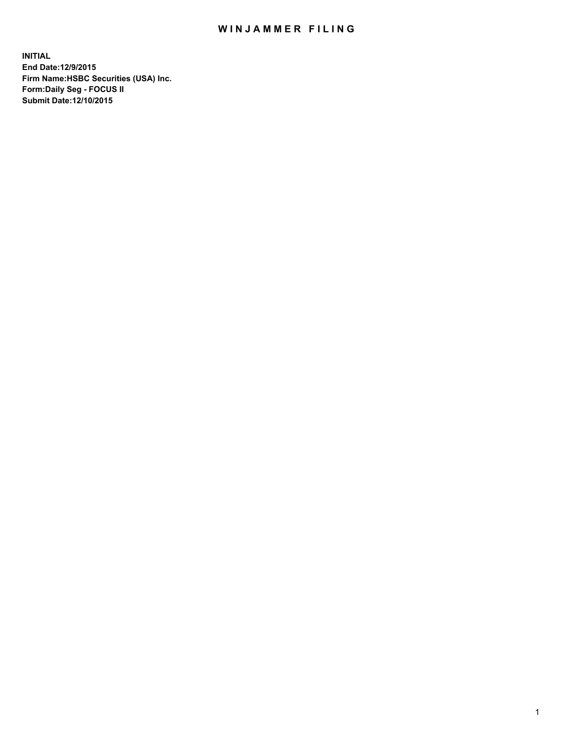# WINJAMMER FILING

**INITIAL**
**End Date:12/9/2015**
**Firm Name:HSBC Securities (USA) Inc.**
**Form:Daily Seg - FOCUS II**
**Submit Date:12/10/2015**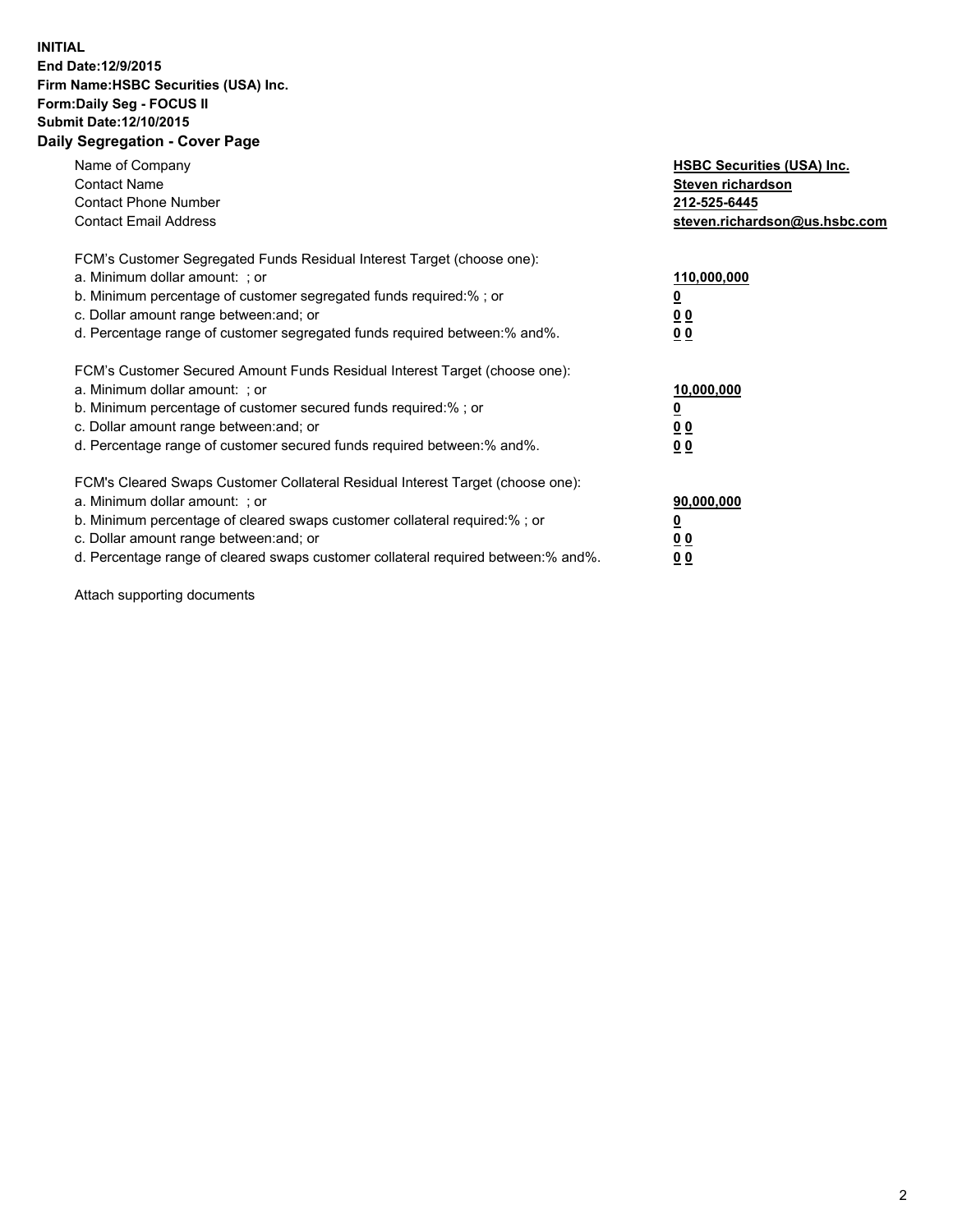**INITIAL**
**End Date:12/9/2015**
**Firm Name:HSBC Securities (USA) Inc.**
**Form:Daily Seg - FOCUS II**
**Submit Date:12/10/2015**

## Daily Segregation - Cover Page

| | |
|---|---|
| Name of Company | **HSBC Securities (USA) Inc.** |
| Contact Name | **Steven richardson** |
| Contact Phone Number | **212-525-6445** |
| Contact Email Address | **steven.richardson@us.hsbc.com** |

| | |
|---|---|
| FCM's Customer Segregated Funds Residual Interest Target (choose one): | |
| a. Minimum dollar amount: ; or | **110,000,000** |
| b. Minimum percentage of customer segregated funds required:% ; or | **0** |
| c. Dollar amount range between:and; or | **0 0** |
| d. Percentage range of customer segregated funds required between:% and%. | **0 0** |

| | |
|---|---|
| FCM's Customer Secured Amount Funds Residual Interest Target (choose one): | |
| a. Minimum dollar amount: ; or | **10,000,000** |
| b. Minimum percentage of customer secured funds required:% ; or | **0** |
| c. Dollar amount range between:and; or | **0 0** |
| d. Percentage range of customer secured funds required between:% and%. | **0 0** |

| | |
|---|---|
| FCM's Cleared Swaps Customer Collateral Residual Interest Target (choose one): | |
| a. Minimum dollar amount: ; or | **90,000,000** |
| b. Minimum percentage of cleared swaps customer collateral required:% ; or | **0** |
| c. Dollar amount range between:and; or | **0 0** |
| d. Percentage range of cleared swaps customer collateral required between:% and%. | **0 0** |

Attach supporting documents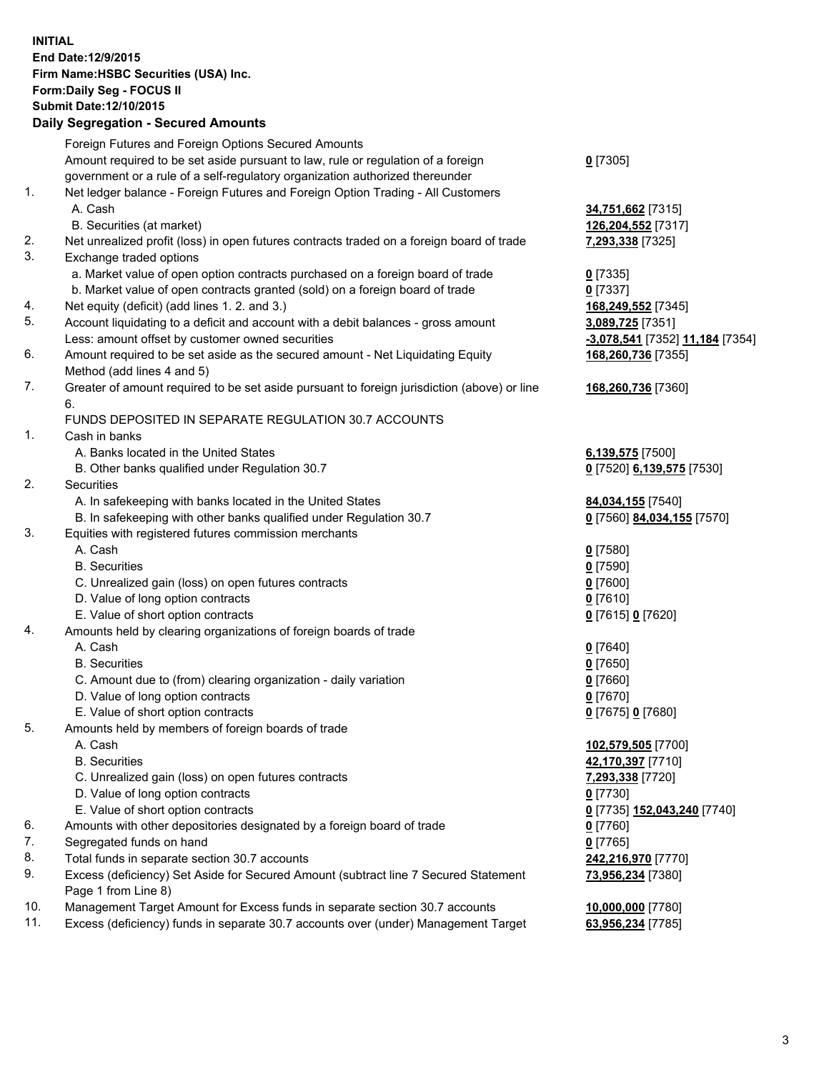**INITIAL**
**End Date:12/9/2015**
**Firm Name:HSBC Securities (USA) Inc.**
**Form:Daily Seg - FOCUS II**
**Submit Date:12/10/2015**

## Daily Segregation - Secured Amounts

| | | |
|---|---|---|
| | Foreign Futures and Foreign Options Secured Amounts | |
| | Amount required to be set aside pursuant to law, rule or regulation of a foreign government or a rule of a self-regulatory organization authorized thereunder | **0** [7305] |
| 1. | Net ledger balance - Foreign Futures and Foreign Option Trading - All Customers | |
| | A. Cash | **34,751,662** [7315] |
| | B. Securities (at market) | **126,204,552** [7317] |
| 2. | Net unrealized profit (loss) in open futures contracts traded on a foreign board of trade | **7,293,338** [7325] |
| 3. | Exchange traded options | |
| | a. Market value of open option contracts purchased on a foreign board of trade | **0** [7335] |
| | b. Market value of open contracts granted (sold) on a foreign board of trade | **0** [7337] |
| 4. | Net equity (deficit) (add lines 1. 2. and 3.) | **168,249,552** [7345] |
| 5. | Account liquidating to a deficit and account with a debit balances - gross amount | **3,089,725** [7351] |
| | Less: amount offset by customer owned securities | **-3,078,541** [7352] **11,184** [7354] |
| 6. | Amount required to be set aside as the secured amount - Net Liquidating Equity Method (add lines 4 and 5) | **168,260,736** [7355] |
| 7. | Greater of amount required to be set aside pursuant to foreign jurisdiction (above) or line 6. | **168,260,736** [7360] |
| | FUNDS DEPOSITED IN SEPARATE REGULATION 30.7 ACCOUNTS | |
| 1. | Cash in banks | |
| | A. Banks located in the United States | **6,139,575** [7500] |
| | B. Other banks qualified under Regulation 30.7 | **0** [7520] **6,139,575** [7530] |
| 2. | Securities | |
| | A. In safekeeping with banks located in the United States | **84,034,155** [7540] |
| | B. In safekeeping with other banks qualified under Regulation 30.7 | **0** [7560] **84,034,155** [7570] |
| 3. | Equities with registered futures commission merchants | |
| | A. Cash | **0** [7580] |
| | B. Securities | **0** [7590] |
| | C. Unrealized gain (loss) on open futures contracts | **0** [7600] |
| | D. Value of long option contracts | **0** [7610] |
| | E. Value of short option contracts | **0** [7615] **0** [7620] |
| 4. | Amounts held by clearing organizations of foreign boards of trade | |
| | A. Cash | **0** [7640] |
| | B. Securities | **0** [7650] |
| | C. Amount due to (from) clearing organization - daily variation | **0** [7660] |
| | D. Value of long option contracts | **0** [7670] |
| | E. Value of short option contracts | **0** [7675] **0** [7680] |
| 5. | Amounts held by members of foreign boards of trade | |
| | A. Cash | **102,579,505** [7700] |
| | B. Securities | **42,170,397** [7710] |
| | C. Unrealized gain (loss) on open futures contracts | **7,293,338** [7720] |
| | D. Value of long option contracts | **0** [7730] |
| | E. Value of short option contracts | **0** [7735] **152,043,240** [7740] |
| 6. | Amounts with other depositories designated by a foreign board of trade | **0** [7760] |
| 7. | Segregated funds on hand | **0** [7765] |
| 8. | Total funds in separate section 30.7 accounts | **242,216,970** [7770] |
| 9. | Excess (deficiency) Set Aside for Secured Amount (subtract line 7 Secured Statement Page 1 from Line 8) | **73,956,234** [7380] |
| 10. | Management Target Amount for Excess funds in separate section 30.7 accounts | **10,000,000** [7780] |
| 11. | Excess (deficiency) funds in separate 30.7 accounts over (under) Management Target | **63,956,234** [7785] |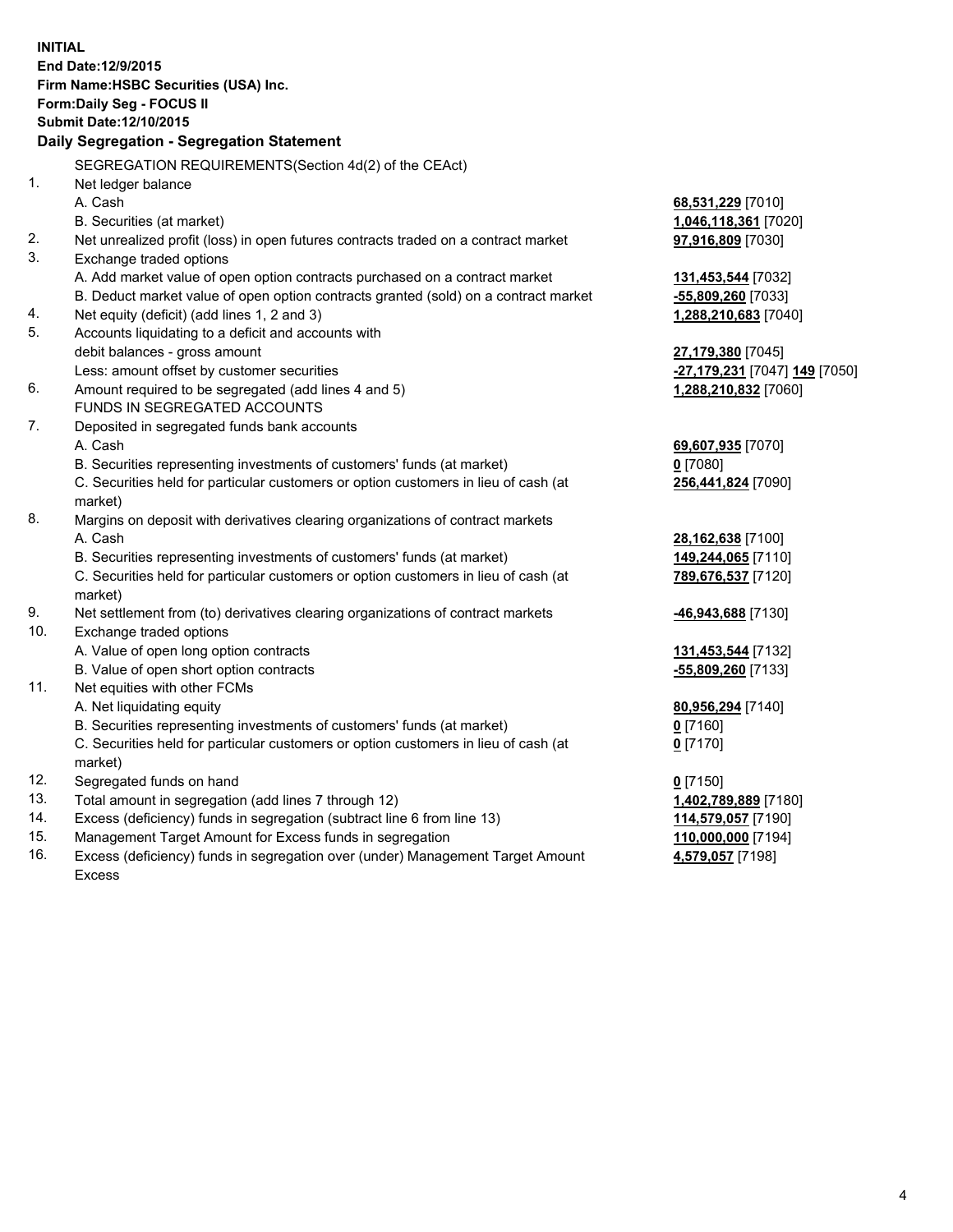**INITIAL**
**End Date:12/9/2015**
**Firm Name:HSBC Securities (USA) Inc.**
**Form:Daily Seg - FOCUS II**
**Submit Date:12/10/2015**

**Daily Segregation - Segregation Statement**

| | | |
|---|---|---|
| | SEGREGATION REQUIREMENTS(Section 4d(2) of the CEAct) | |
| 1. | Net ledger balance | |
| | A. Cash | **68,531,229** [7010] |
| | B. Securities (at market) | **1,046,118,361** [7020] |
| 2. | Net unrealized profit (loss) in open futures contracts traded on a contract market | **97,916,809** [7030] |
| 3. | Exchange traded options | |
| | A. Add market value of open option contracts purchased on a contract market | **131,453,544** [7032] |
| | B. Deduct market value of open option contracts granted (sold) on a contract market | **-55,809,260** [7033] |
| 4. | Net equity (deficit) (add lines 1, 2 and 3) | **1,288,210,683** [7040] |
| 5. | Accounts liquidating to a deficit and accounts with | |
| | debit balances - gross amount | **27,179,380** [7045] |
| | Less: amount offset by customer securities | **-27,179,231** [7047] **149** [7050] |
| 6. | Amount required to be segregated (add lines 4 and 5) | **1,288,210,832** [7060] |
| | FUNDS IN SEGREGATED ACCOUNTS | |
| 7. | Deposited in segregated funds bank accounts | |
| | A. Cash | **69,607,935** [7070] |
| | B. Securities representing investments of customers' funds (at market) | **0** [7080] |
| | C. Securities held for particular customers or option customers in lieu of cash (at market) | **256,441,824** [7090] |
| 8. | Margins on deposit with derivatives clearing organizations of contract markets | |
| | A. Cash | **28,162,638** [7100] |
| | B. Securities representing investments of customers' funds (at market) | **149,244,065** [7110] |
| | C. Securities held for particular customers or option customers in lieu of cash (at market) | **789,676,537** [7120] |
| 9. | Net settlement from (to) derivatives clearing organizations of contract markets | **-46,943,688** [7130] |
| 10. | Exchange traded options | |
| | A. Value of open long option contracts | **131,453,544** [7132] |
| | B. Value of open short option contracts | **-55,809,260** [7133] |
| 11. | Net equities with other FCMs | |
| | A. Net liquidating equity | **80,956,294** [7140] |
| | B. Securities representing investments of customers' funds (at market) | **0** [7160] |
| | C. Securities held for particular customers or option customers in lieu of cash (at market) | **0** [7170] |
| 12. | Segregated funds on hand | **0** [7150] |
| 13. | Total amount in segregation (add lines 7 through 12) | **1,402,789,889** [7180] |
| 14. | Excess (deficiency) funds in segregation (subtract line 6 from line 13) | **114,579,057** [7190] |
| 15. | Management Target Amount for Excess funds in segregation | **110,000,000** [7194] |
| 16. | Excess (deficiency) funds in segregation over (under) Management Target Amount Excess | **4,579,057** [7198] |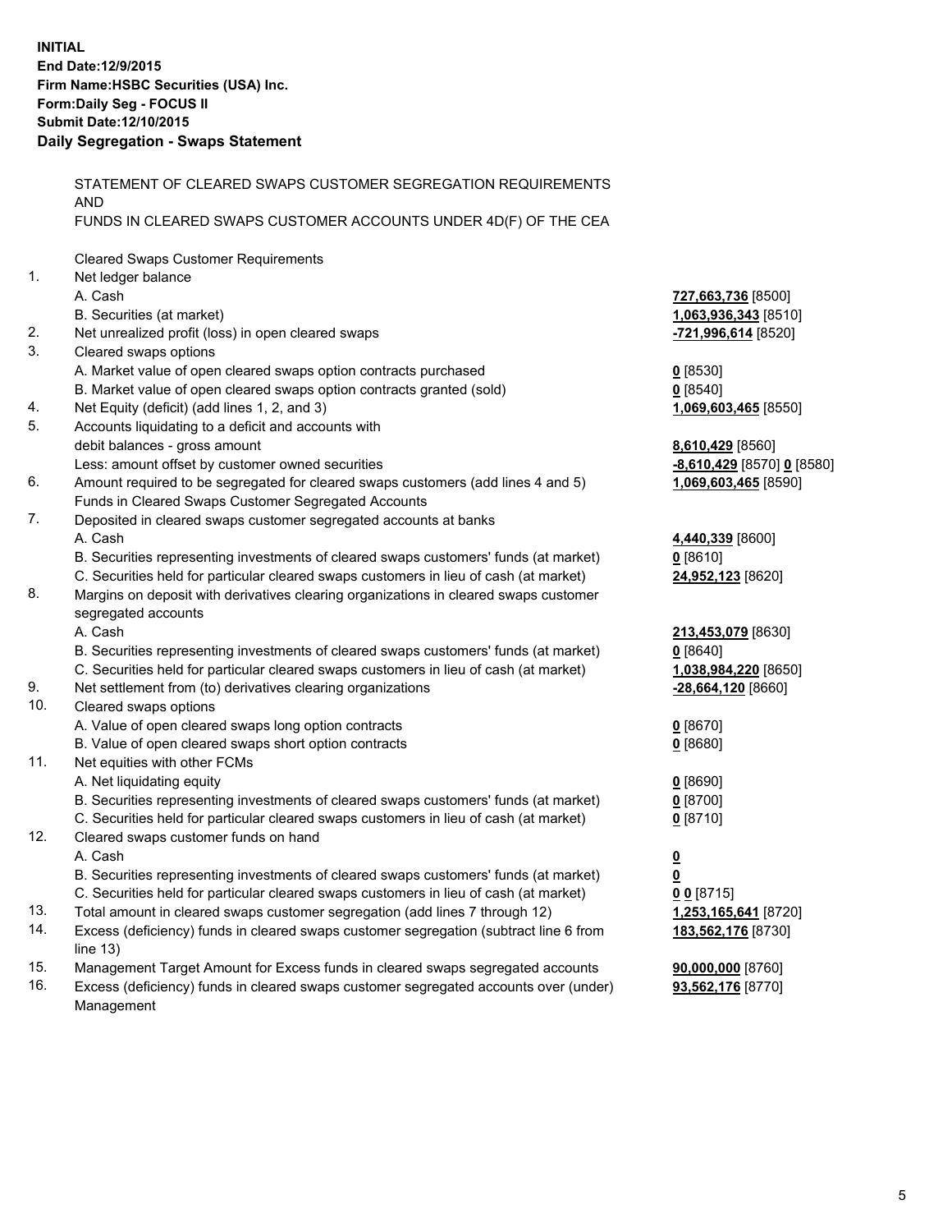**INITIAL**
**End Date:12/9/2015**
**Firm Name:HSBC Securities (USA) Inc.**
**Form:Daily Seg - FOCUS II**
**Submit Date:12/10/2015**
**Daily Segregation - Swaps Statement**

STATEMENT OF CLEARED SWAPS CUSTOMER SEGREGATION REQUIREMENTS AND FUNDS IN CLEARED SWAPS CUSTOMER ACCOUNTS UNDER 4D(F) OF THE CEA

| | | |
|---|---|---|
| | Cleared Swaps Customer Requirements | |
| 1. | Net ledger balance | |
| | A. Cash | **727,663,736** [8500] |
| | B. Securities (at market) | **1,063,936,343** [8510] |
| 2. | Net unrealized profit (loss) in open cleared swaps | **-721,996,614** [8520] |
| 3. | Cleared swaps options | |
| | A. Market value of open cleared swaps option contracts purchased | **0** [8530] |
| | B. Market value of open cleared swaps option contracts granted (sold) | **0** [8540] |
| 4. | Net Equity (deficit) (add lines 1, 2, and 3) | **1,069,603,465** [8550] |
| 5. | Accounts liquidating to a deficit and accounts with debit balances - gross amount | **8,610,429** [8560] |
| | Less: amount offset by customer owned securities | **-8,610,429** [8570] **0** [8580] |
| 6. | Amount required to be segregated for cleared swaps customers (add lines 4 and 5) | **1,069,603,465** [8590] |
| | Funds in Cleared Swaps Customer Segregated Accounts | |
| 7. | Deposited in cleared swaps customer segregated accounts at banks | |
| | A. Cash | **4,440,339** [8600] |
| | B. Securities representing investments of cleared swaps customers' funds (at market) | **0** [8610] |
| | C. Securities held for particular cleared swaps customers in lieu of cash (at market) | **24,952,123** [8620] |
| 8. | Margins on deposit with derivatives clearing organizations in cleared swaps customer segregated accounts | |
| | A. Cash | **213,453,079** [8630] |
| | B. Securities representing investments of cleared swaps customers' funds (at market) | **0** [8640] |
| | C. Securities held for particular cleared swaps customers in lieu of cash (at market) | **1,038,984,220** [8650] |
| 9. | Net settlement from (to) derivatives clearing organizations | **-28,664,120** [8660] |
| 10. | Cleared swaps options | |
| | A. Value of open cleared swaps long option contracts | **0** [8670] |
| | B. Value of open cleared swaps short option contracts | **0** [8680] |
| 11. | Net equities with other FCMs | |
| | A. Net liquidating equity | **0** [8690] |
| | B. Securities representing investments of cleared swaps customers' funds (at market) | **0** [8700] |
| | C. Securities held for particular cleared swaps customers in lieu of cash (at market) | **0** [8710] |
| 12. | Cleared swaps customer funds on hand | |
| | A. Cash | **0** |
| | B. Securities representing investments of cleared swaps customers' funds (at market) | **0** |
| | C. Securities held for particular cleared swaps customers in lieu of cash (at market) | **0** **0** [8715] |
| 13. | Total amount in cleared swaps customer segregation (add lines 7 through 12) | **1,253,165,641** [8720] |
| 14. | Excess (deficiency) funds in cleared swaps customer segregation (subtract line 6 from line 13) | **183,562,176** [8730] |
| 15. | Management Target Amount for Excess funds in cleared swaps segregated accounts | **90,000,000** [8760] |
| 16. | Excess (deficiency) funds in cleared swaps customer segregated accounts over (under) Management | **93,562,176** [8770] |